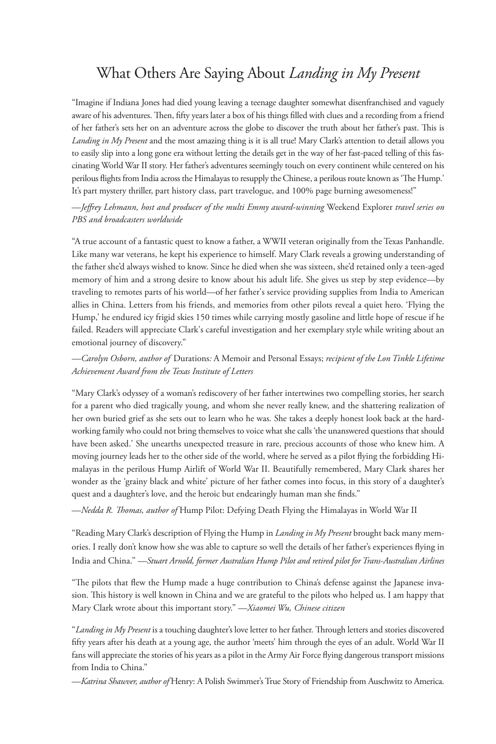# What Others Are Saying About *Landing in My Present*

"Imagine if Indiana Jones had died young leaving a teenage daughter somewhat disenfranchised and vaguely aware of his adventures. Then, fifty years later a box of his things filled with clues and a recording from a friend of her father's sets her on an adventure across the globe to discover the truth about her father's past. This is *Landing in My Present* and the most amazing thing is it is all true! Mary Clark's attention to detail allows you to easily slip into a long gone era without letting the details get in the way of her fast-paced telling of this fascinating World War II story. Her father's adventures seemingly touch on every continent while centered on his perilous flights from India across the Himalayas to resupply the Chinese, a perilous route known as 'The Hump.' It's part mystery thriller, part history class, part travelogue, and 100% page burning awesomeness!"

—*Jeffrey Lehmann, host and producer of the multi Emmy award-winning* Weekend Explorer *travel series on PBS and broadcasters worldwide*

"A true account of a fantastic quest to know a father, a WWII veteran originally from the Texas Panhandle. Like many war veterans, he kept his experience to himself. Mary Clark reveals a growing understanding of the father she'd always wished to know. Since he died when she was sixteen, she'd retained only a teen-aged memory of him and a strong desire to know about his adult life. She gives us step by step evidence—by traveling to remotes parts of his world—of her father's service providing supplies from India to American allies in China. Letters from his friends, and memories from other pilots reveal a quiet hero. 'Flying the Hump,' he endured icy frigid skies 150 times while carrying mostly gasoline and little hope of rescue if he failed. Readers will appreciate Clark's careful investigation and her exemplary style while writing about an emotional journey of discovery."

—*Carolyn Osborn, author of* Durations: A Memoir and Personal Essays; *recipient of the Lon Tinkle Lifetime Achievement Award from the Texas Institute of Letters*

"Mary Clark's odyssey of a woman's rediscovery of her father intertwines two compelling stories, her search for a parent who died tragically young, and whom she never really knew, and the shattering realization of her own buried grief as she sets out to learn who he was. She takes a deeply honest look back at the hard-working family who could not bring themselves to voice what she calls 'the unanswered questions that should have been asked.' She unearths unexpected treasure in rare, precious accounts of those who knew him. A moving journey leads her to the other side of the world, where he served as a pilot flying the forbidding Himalayas in the perilous Hump Airlift of World War II. Beautifully remembered, Mary Clark shares her wonder as the 'grainy black and white' picture of her father comes into focus, in this story of a daughter's quest and a daughter's love, and the heroic but endearingly human man she finds."

—*Nedda R. Thomas, author of* Hump Pilot: Defying Death Flying the Himalayas in World War II

"Reading Mary Clark's description of Flying the Hump in *Landing in My Present* brought back many memories. I really don't know how she was able to capture so well the details of her father's experiences flying in India and China." —*Stuart Arnold, former Australian Hump Pilot and retired pilot for Trans-Australian Airlines*

"The pilots that flew the Hump made a huge contribution to China's defense against the Japanese invasion. This history is well known in China and we are grateful to the pilots who helped us. I am happy that Mary Clark wrote about this important story." —*Xiaomei Wu, Chinese citizen*

"*Landing in My Present* is a touching daughter's love letter to her father. Through letters and stories discovered fifty years after his death at a young age, the author 'meets' him through the eyes of an adult. World War II fans will appreciate the stories of his years as a pilot in the Army Air Force flying dangerous transport missions from India to China."

—*Katrina Shawver, author of* Henry: A Polish Swimmer's True Story of Friendship from Auschwitz to America.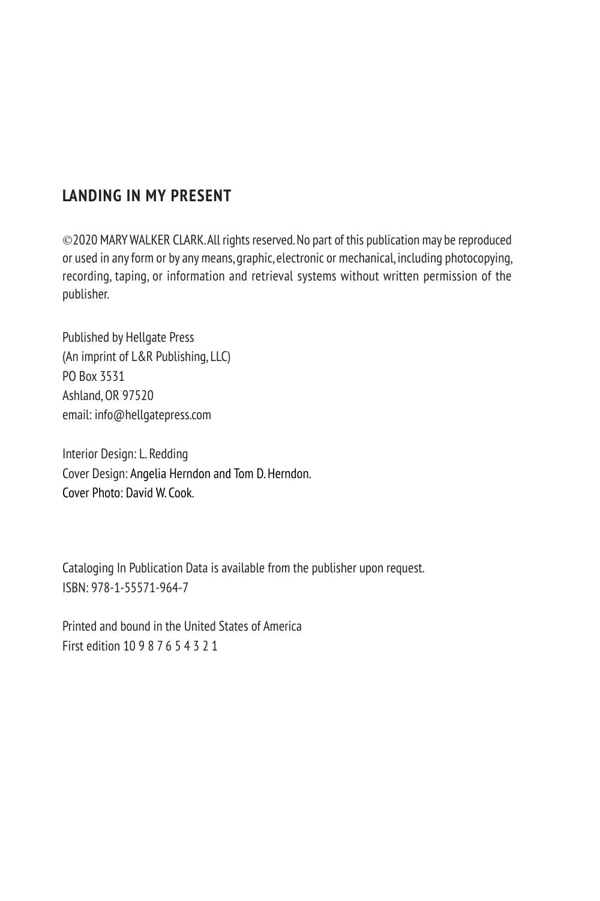**LANDING IN MY PRESENT**

©2020 MARY WALKER CLARK. All rights reserved. No part of this publication may be reproduced or used in any form or by any means, graphic, electronic or mechanical, including photocopying, recording, taping, or information and retrieval systems without written permission of the publisher.

Published by Hellgate Press
(An imprint of L&R Publishing, LLC)
PO Box 3531
Ashland, OR 97520
email: info@hellgatepress.com

Interior Design: L. Redding
Cover Design: Angelia Herndon and Tom D. Herndon.
Cover Photo: David W. Cook.

Cataloging In Publication Data is available from the publisher upon request.
ISBN: 978-1-55571-964-7

Printed and bound in the United States of America
First edition 10 9 8 7 6 5 4 3 2 1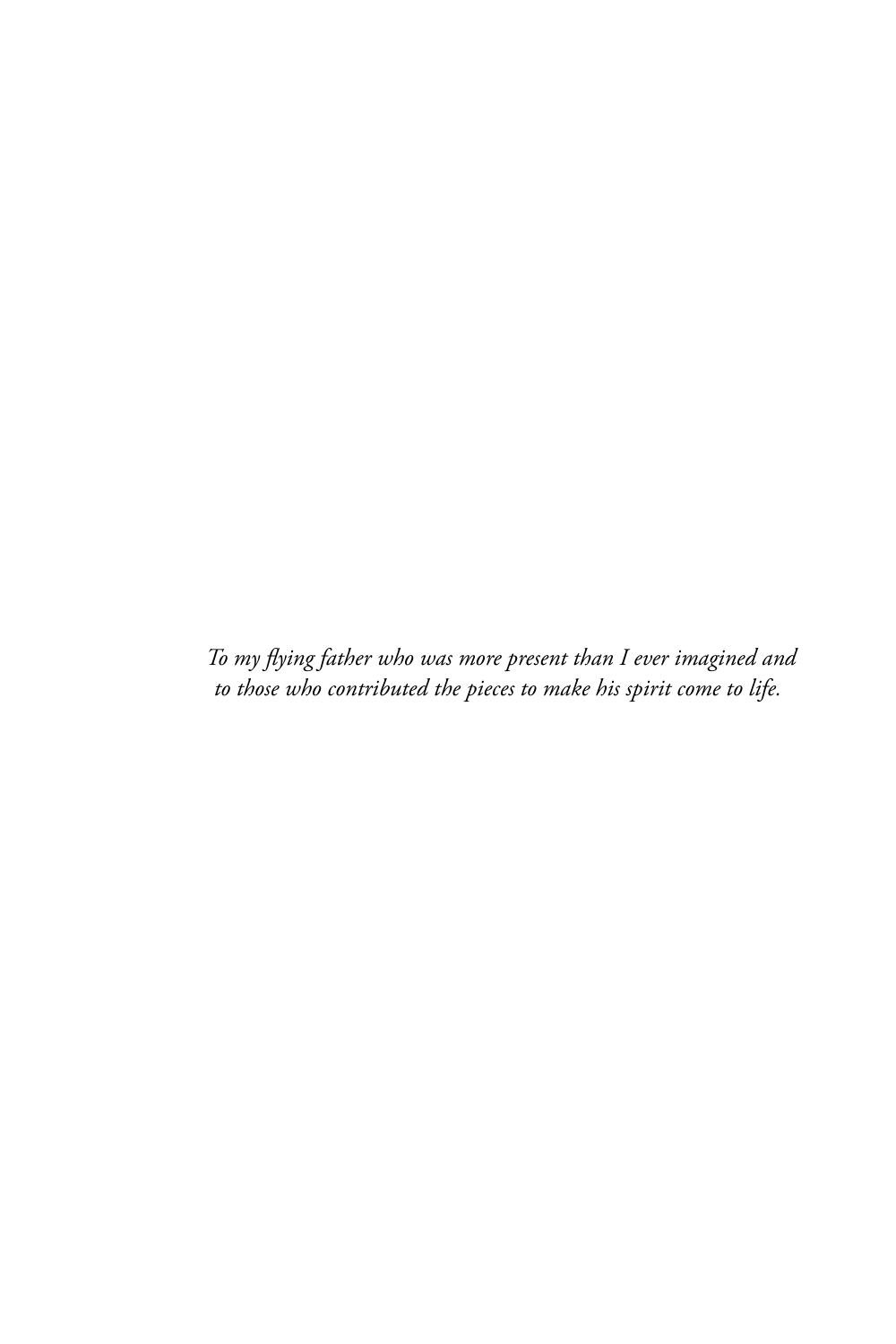*To my flying father who was more present than I ever imagined and to those who contributed the pieces to make his spirit come to life.*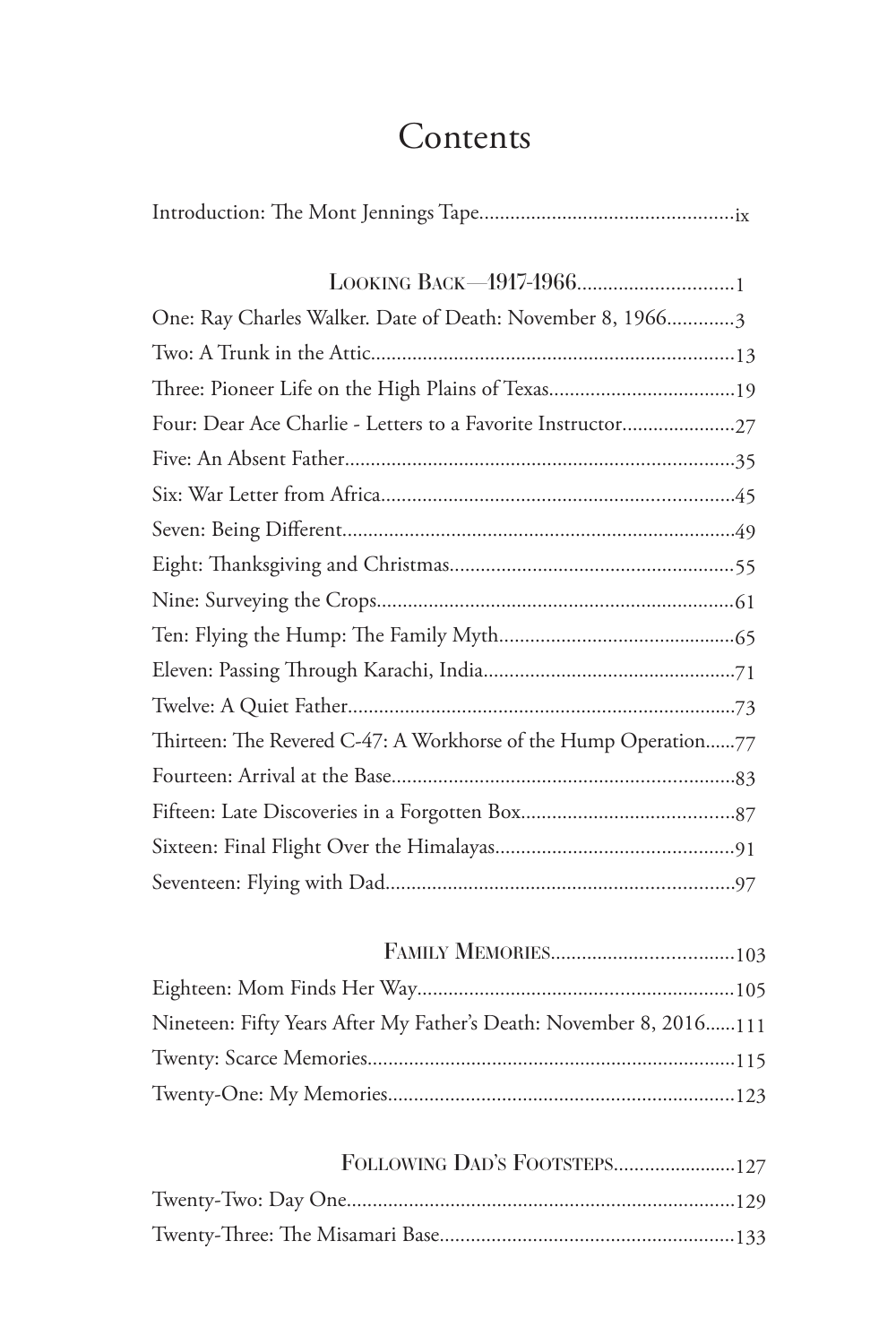# Contents

Introduction: The Mont Jennings Tape....................ix

## Looking Back—1917-1966....................1

One: Ray Charles Walker. Date of Death: November 8, 1966....................3

Two: A Trunk in the Attic....................13

Three: Pioneer Life on the High Plains of Texas....................19

Four: Dear Ace Charlie - Letters to a Favorite Instructor....................27

Five: An Absent Father....................35

Six: War Letter from Africa....................45

Seven: Being Different....................49

Eight: Thanksgiving and Christmas....................55

Nine: Surveying the Crops....................61

Ten: Flying the Hump: The Family Myth....................65

Eleven: Passing Through Karachi, India....................71

Twelve: A Quiet Father....................73

Thirteen: The Revered C-47: A Workhorse of the Hump Operation......77

Fourteen: Arrival at the Base....................83

Fifteen: Late Discoveries in a Forgotten Box....................87

Sixteen: Final Flight Over the Himalayas....................91

Seventeen: Flying with Dad....................97

## Family Memories....................103

Eighteen: Mom Finds Her Way....................105

Nineteen: Fifty Years After My Father's Death: November 8, 2016......111

Twenty: Scarce Memories....................115

Twenty-One: My Memories....................123

## Following Dad's Footsteps....................127

Twenty-Two: Day One....................129

Twenty-Three: The Misamari Base....................133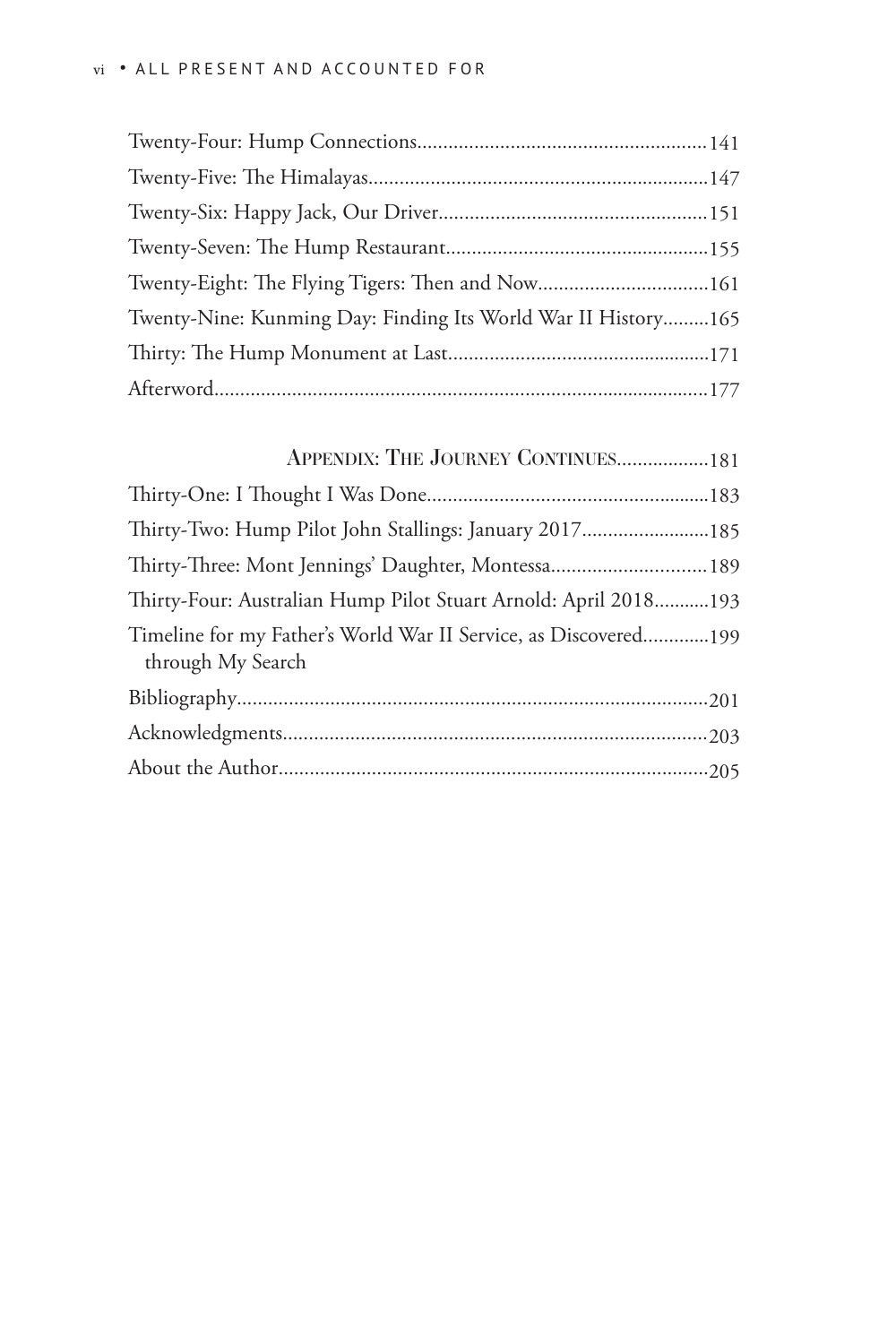Twenty-Four: Hump Connections....................................................141
Twenty-Five: The Himalayas.......................................................147
Twenty-Six: Happy Jack, Our Driver...............................................151
Twenty-Seven: The Hump Restaurant................................................155
Twenty-Eight: The Flying Tigers: Then and Now....................................161
Twenty-Nine: Kunming Day: Finding Its World War II History.........................165
Thirty: The Hump Monument at Last...............................................171
Afterword....................................................................177

APPENDIX: THE JOURNEY CONTINUES..................181

Thirty-One: I Thought I Was Done..................................................183
Thirty-Two: Hump Pilot John Stallings: January 2017.................................185
Thirty-Three: Mont Jennings' Daughter, Montessa.....................................189
Thirty-Four: Australian Hump Pilot Stuart Arnold: April 2018...........................193
Timeline for my Father's World War II Service, as Discovered through My Search............199
Bibliography.................................................................201
Acknowledgments..............................................................203
About the Author..............................................................205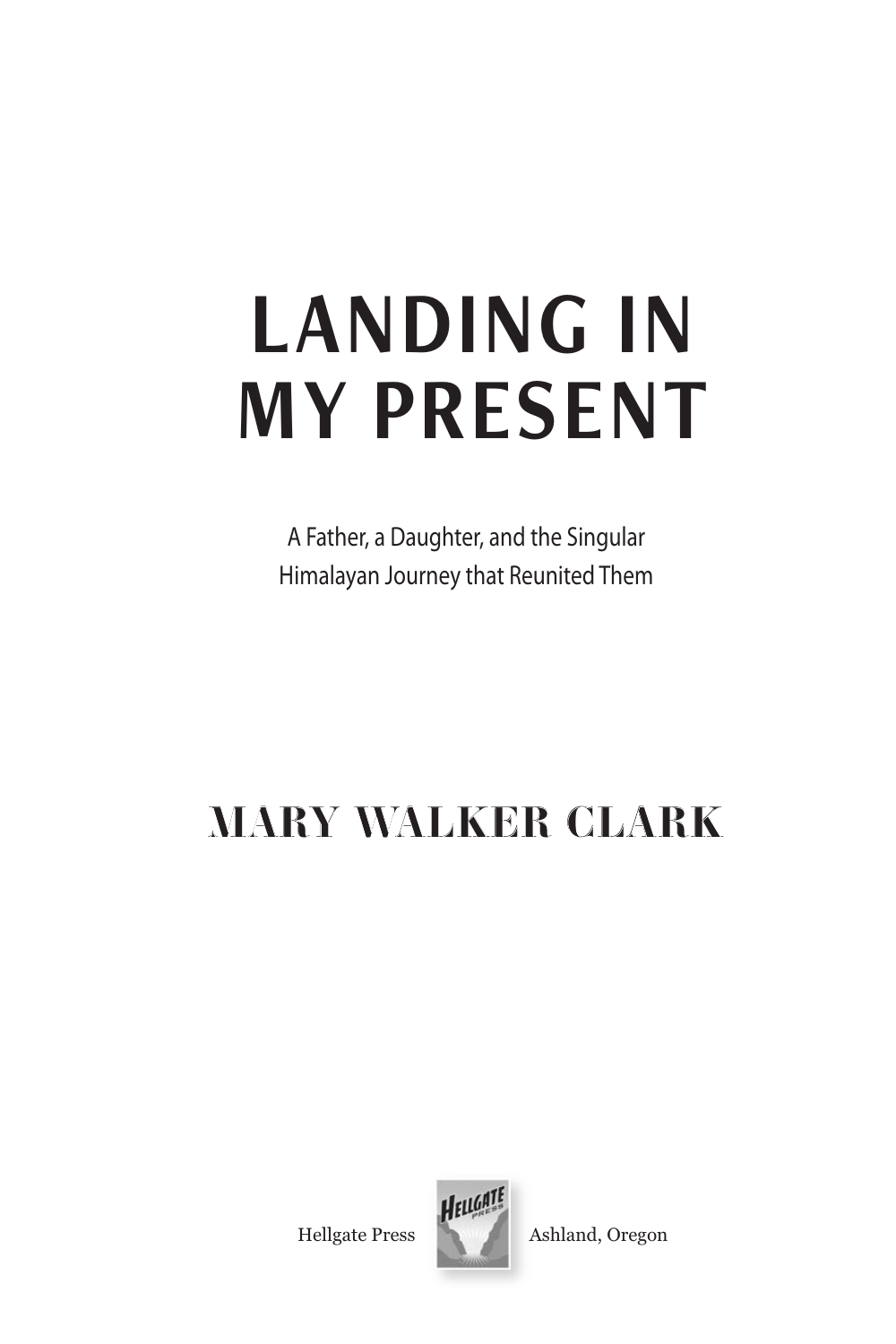# LANDING IN MY PRESENT

A Father, a Daughter, and the Singular Himalayan Journey that Reunited Them

MARY WALKER CLARK

Hellgate Press Ashland, Oregon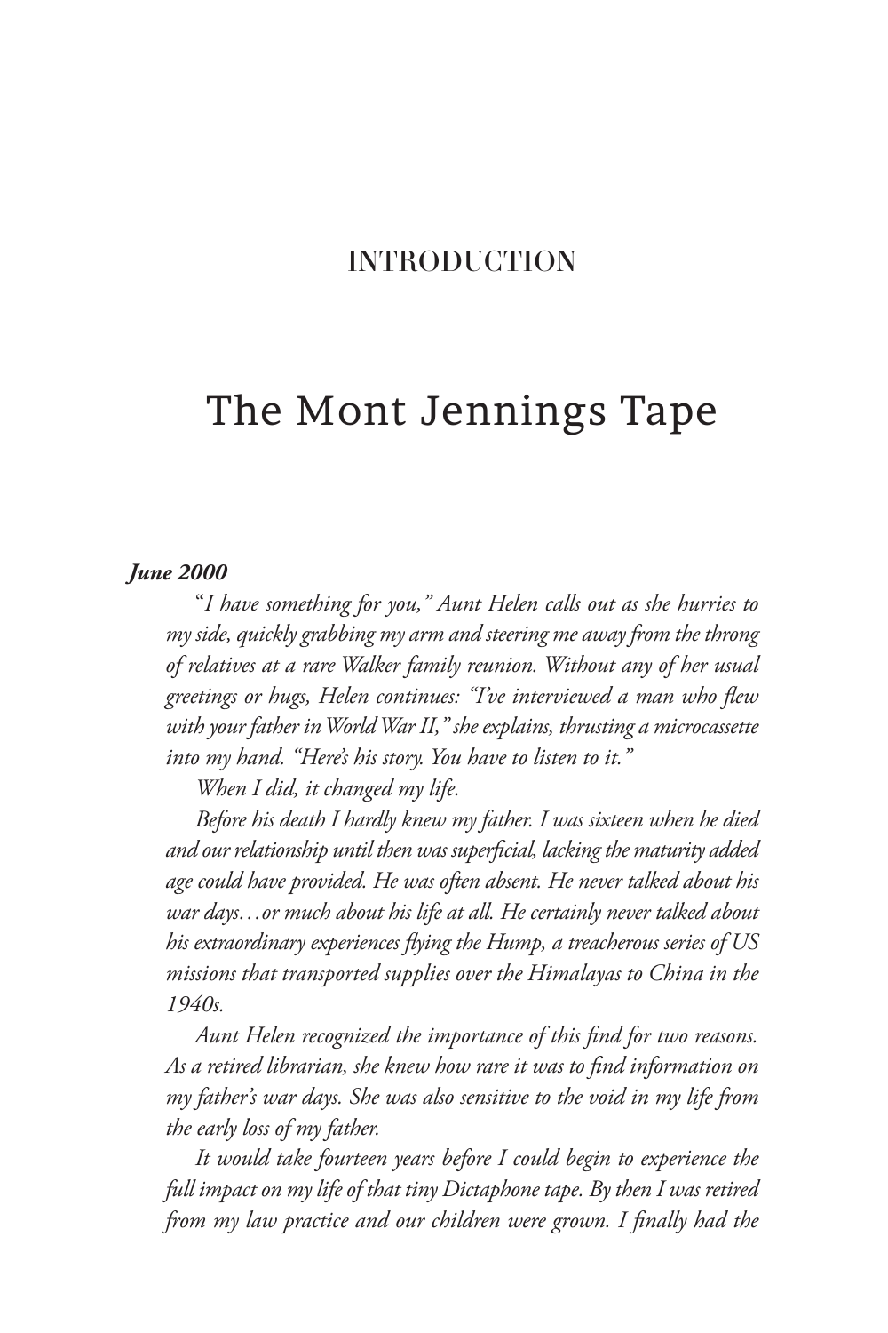## INTRODUCTION

# The Mont Jennings Tape

***June 2000***

*"I have something for you," Aunt Helen calls out as she hurries to my side, quickly grabbing my arm and steering me away from the throng of relatives at a rare Walker family reunion. Without any of her usual greetings or hugs, Helen continues: "I've interviewed a man who flew with your father in World War II," she explains, thrusting a microcassette into my hand. "Here's his story. You have to listen to it."*

*When I did, it changed my life.*

*Before his death I hardly knew my father. I was sixteen when he died and our relationship until then was superficial, lacking the maturity added age could have provided. He was often absent. He never talked about his war days…or much about his life at all. He certainly never talked about his extraordinary experiences flying the Hump, a treacherous series of US missions that transported supplies over the Himalayas to China in the 1940s.*

*Aunt Helen recognized the importance of this find for two reasons. As a retired librarian, she knew how rare it was to find information on my father's war days. She was also sensitive to the void in my life from the early loss of my father.*

*It would take fourteen years before I could begin to experience the full impact on my life of that tiny Dictaphone tape. By then I was retired from my law practice and our children were grown. I finally had the*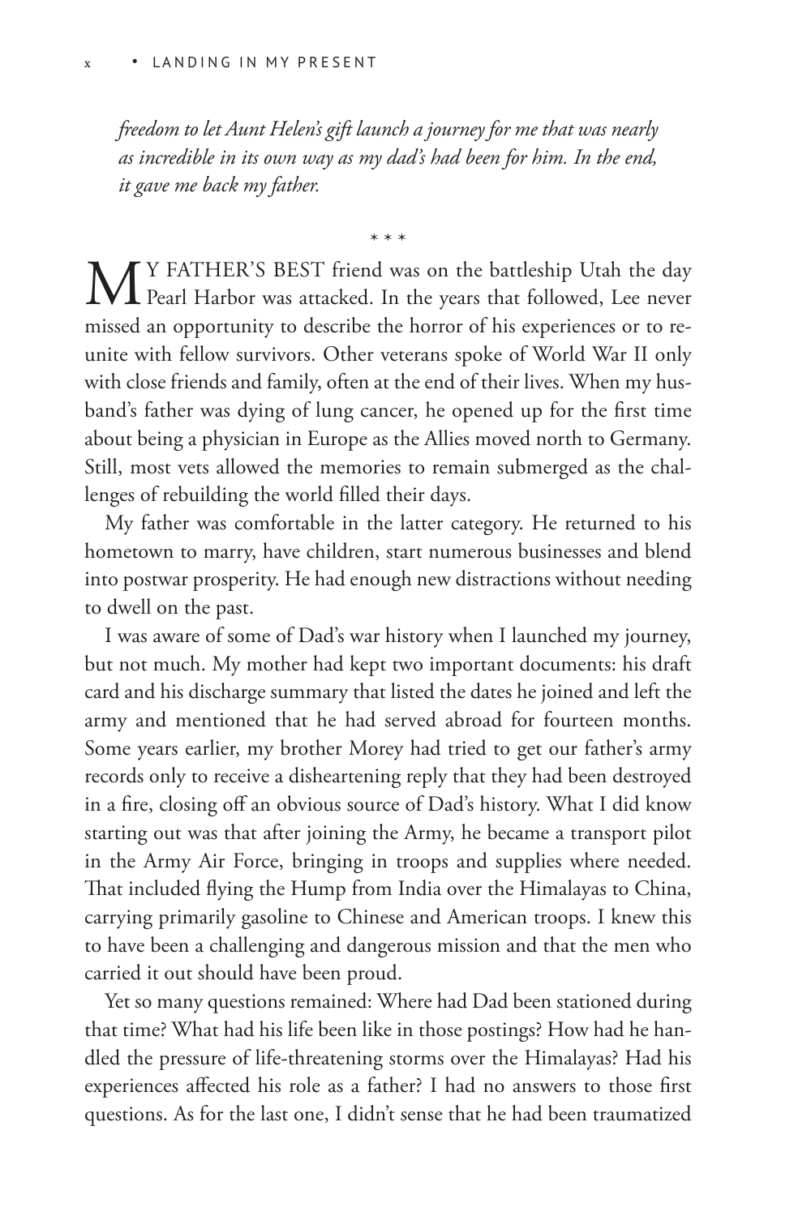*freedom to let Aunt Helen's gift launch a journey for me that was nearly as incredible in its own way as my dad's had been for him. In the end, it gave me back my father.*

\* \* \*

MY FATHER'S BEST friend was on the battleship Utah the day Pearl Harbor was attacked. In the years that followed, Lee never missed an opportunity to describe the horror of his experiences or to reunite with fellow survivors. Other veterans spoke of World War II only with close friends and family, often at the end of their lives. When my husband's father was dying of lung cancer, he opened up for the first time about being a physician in Europe as the Allies moved north to Germany. Still, most vets allowed the memories to remain submerged as the challenges of rebuilding the world filled their days.

My father was comfortable in the latter category. He returned to his hometown to marry, have children, start numerous businesses and blend into postwar prosperity. He had enough new distractions without needing to dwell on the past.

I was aware of some of Dad's war history when I launched my journey, but not much. My mother had kept two important documents: his draft card and his discharge summary that listed the dates he joined and left the army and mentioned that he had served abroad for fourteen months. Some years earlier, my brother Morey had tried to get our father's army records only to receive a disheartening reply that they had been destroyed in a fire, closing off an obvious source of Dad's history. What I did know starting out was that after joining the Army, he became a transport pilot in the Army Air Force, bringing in troops and supplies where needed. That included flying the Hump from India over the Himalayas to China, carrying primarily gasoline to Chinese and American troops. I knew this to have been a challenging and dangerous mission and that the men who carried it out should have been proud.

Yet so many questions remained: Where had Dad been stationed during that time? What had his life been like in those postings? How had he handled the pressure of life-threatening storms over the Himalayas? Had his experiences affected his role as a father? I had no answers to those first questions. As for the last one, I didn't sense that he had been traumatized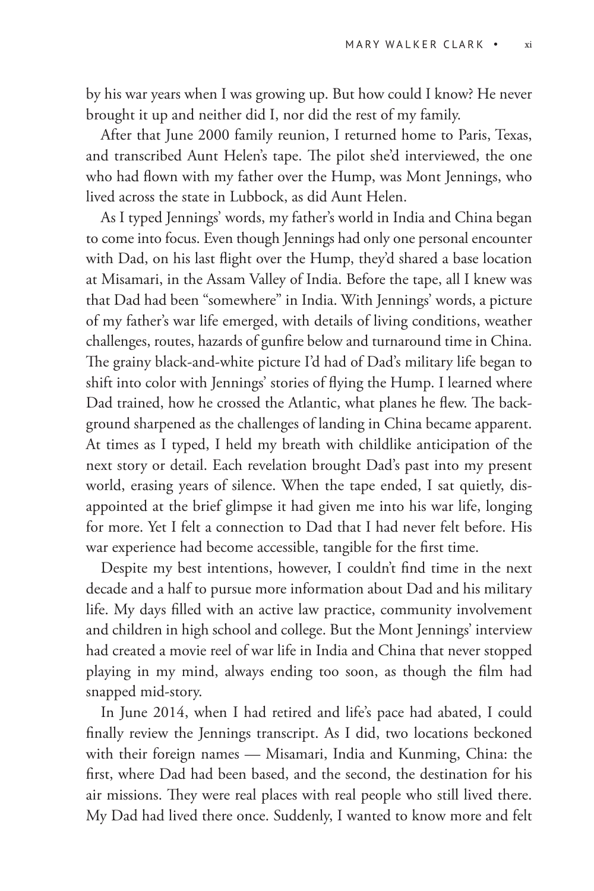by his war years when I was growing up. But how could I know? He never brought it up and neither did I, nor did the rest of my family.

After that June 2000 family reunion, I returned home to Paris, Texas, and transcribed Aunt Helen's tape. The pilot she'd interviewed, the one who had flown with my father over the Hump, was Mont Jennings, who lived across the state in Lubbock, as did Aunt Helen.

As I typed Jennings' words, my father's world in India and China began to come into focus. Even though Jennings had only one personal encounter with Dad, on his last flight over the Hump, they'd shared a base location at Misamari, in the Assam Valley of India. Before the tape, all I knew was that Dad had been "somewhere" in India. With Jennings' words, a picture of my father's war life emerged, with details of living conditions, weather challenges, routes, hazards of gunfire below and turnaround time in China. The grainy black-and-white picture I'd had of Dad's military life began to shift into color with Jennings' stories of flying the Hump. I learned where Dad trained, how he crossed the Atlantic, what planes he flew. The background sharpened as the challenges of landing in China became apparent. At times as I typed, I held my breath with childlike anticipation of the next story or detail. Each revelation brought Dad's past into my present world, erasing years of silence. When the tape ended, I sat quietly, disappointed at the brief glimpse it had given me into his war life, longing for more. Yet I felt a connection to Dad that I had never felt before. His war experience had become accessible, tangible for the first time.

Despite my best intentions, however, I couldn't find time in the next decade and a half to pursue more information about Dad and his military life. My days filled with an active law practice, community involvement and children in high school and college. But the Mont Jennings' interview had created a movie reel of war life in India and China that never stopped playing in my mind, always ending too soon, as though the film had snapped mid-story.

In June 2014, when I had retired and life's pace had abated, I could finally review the Jennings transcript. As I did, two locations beckoned with their foreign names — Misamari, India and Kunming, China: the first, where Dad had been based, and the second, the destination for his air missions. They were real places with real people who still lived there. My Dad had lived there once. Suddenly, I wanted to know more and felt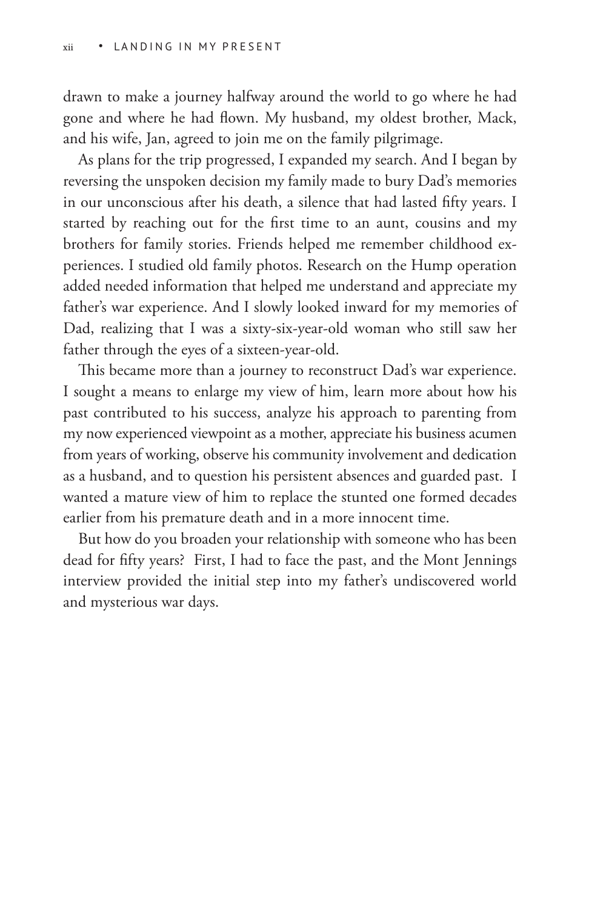drawn to make a journey halfway around the world to go where he had gone and where he had flown. My husband, my oldest brother, Mack, and his wife, Jan, agreed to join me on the family pilgrimage.

As plans for the trip progressed, I expanded my search. And I began by reversing the unspoken decision my family made to bury Dad's memories in our unconscious after his death, a silence that had lasted fifty years. I started by reaching out for the first time to an aunt, cousins and my brothers for family stories. Friends helped me remember childhood experiences. I studied old family photos. Research on the Hump operation added needed information that helped me understand and appreciate my father's war experience. And I slowly looked inward for my memories of Dad, realizing that I was a sixty-six-year-old woman who still saw her father through the eyes of a sixteen-year-old.

This became more than a journey to reconstruct Dad's war experience. I sought a means to enlarge my view of him, learn more about how his past contributed to his success, analyze his approach to parenting from my now experienced viewpoint as a mother, appreciate his business acumen from years of working, observe his community involvement and dedication as a husband, and to question his persistent absences and guarded past. I wanted a mature view of him to replace the stunted one formed decades earlier from his premature death and in a more innocent time.

But how do you broaden your relationship with someone who has been dead for fifty years? First, I had to face the past, and the Mont Jennings interview provided the initial step into my father's undiscovered world and mysterious war days.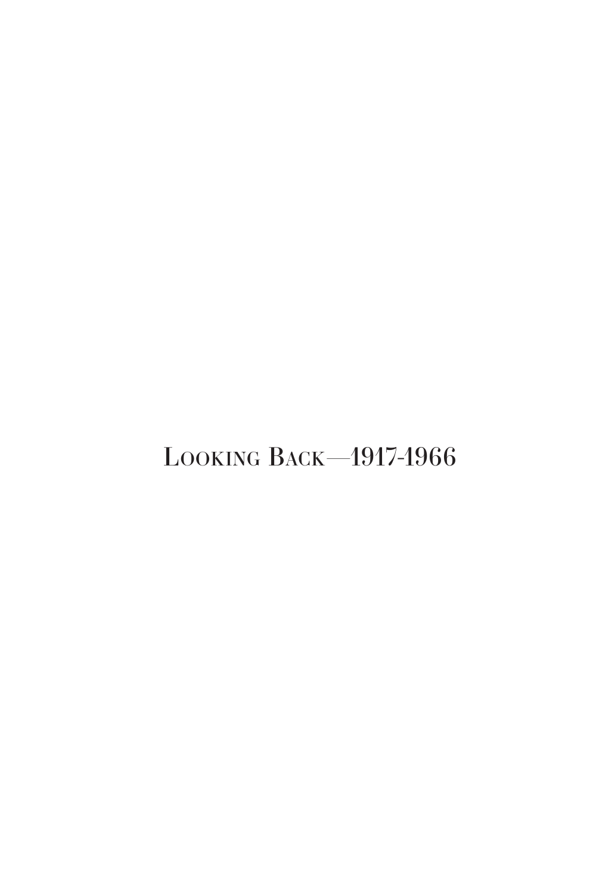# Looking Back—1917-1966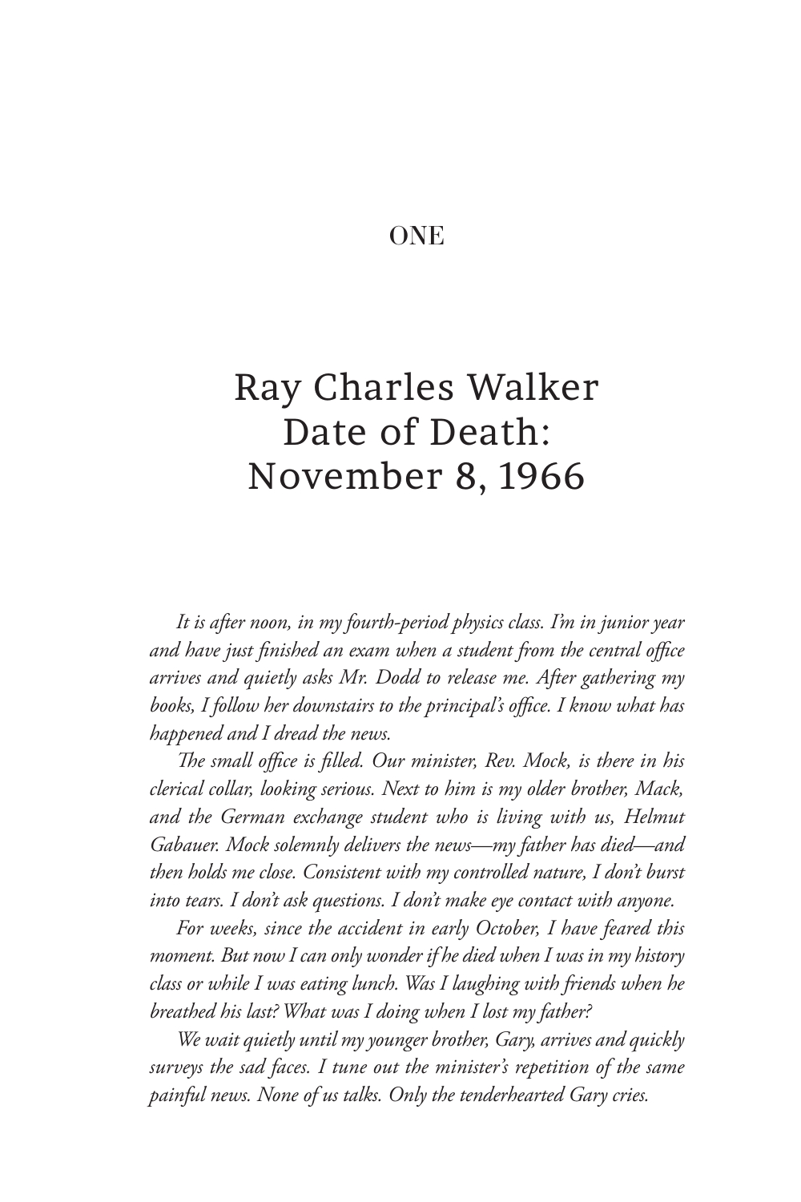# ONE

## Ray Charles Walker Date of Death: November 8, 1966

*It is after noon, in my fourth-period physics class. I'm in junior year and have just finished an exam when a student from the central office arrives and quietly asks Mr. Dodd to release me. After gathering my books, I follow her downstairs to the principal's office. I know what has happened and I dread the news.*

*The small office is filled. Our minister, Rev. Mock, is there in his clerical collar, looking serious. Next to him is my older brother, Mack, and the German exchange student who is living with us, Helmut Gabauer. Mock solemnly delivers the news—my father has died—and then holds me close. Consistent with my controlled nature, I don't burst into tears. I don't ask questions. I don't make eye contact with anyone.*

*For weeks, since the accident in early October, I have feared this moment. But now I can only wonder if he died when I was in my history class or while I was eating lunch. Was I laughing with friends when he breathed his last? What was I doing when I lost my father?*

*We wait quietly until my younger brother, Gary, arrives and quickly surveys the sad faces. I tune out the minister's repetition of the same painful news. None of us talks. Only the tenderhearted Gary cries.*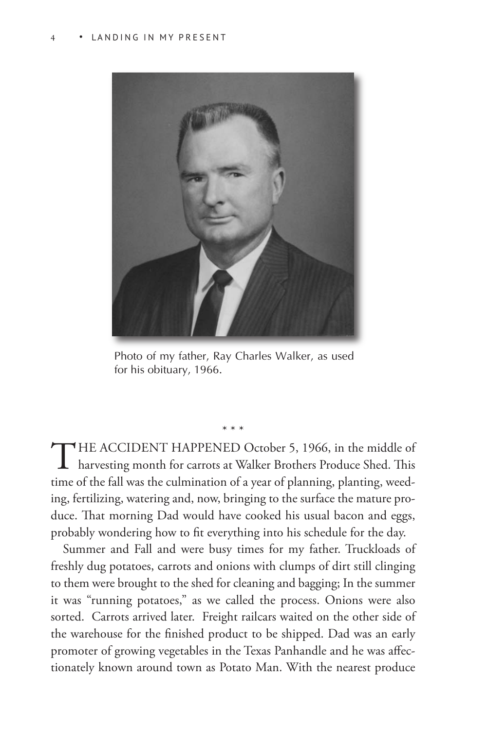Photo of my father, Ray Charles Walker, as used for his obituary, 1966.

* * *

THE ACCIDENT HAPPENED October 5, 1966, in the middle of harvesting month for carrots at Walker Brothers Produce Shed. This time of the fall was the culmination of a year of planning, planting, weeding, fertilizing, watering and, now, bringing to the surface the mature produce. That morning Dad would have cooked his usual bacon and eggs, probably wondering how to fit everything into his schedule for the day.

Summer and Fall and were busy times for my father. Truckloads of freshly dug potatoes, carrots and onions with clumps of dirt still clinging to them were brought to the shed for cleaning and bagging; In the summer it was "running potatoes," as we called the process. Onions were also sorted. Carrots arrived later. Freight railcars waited on the other side of the warehouse for the finished product to be shipped. Dad was an early promoter of growing vegetables in the Texas Panhandle and he was affectionately known around town as Potato Man. With the nearest produce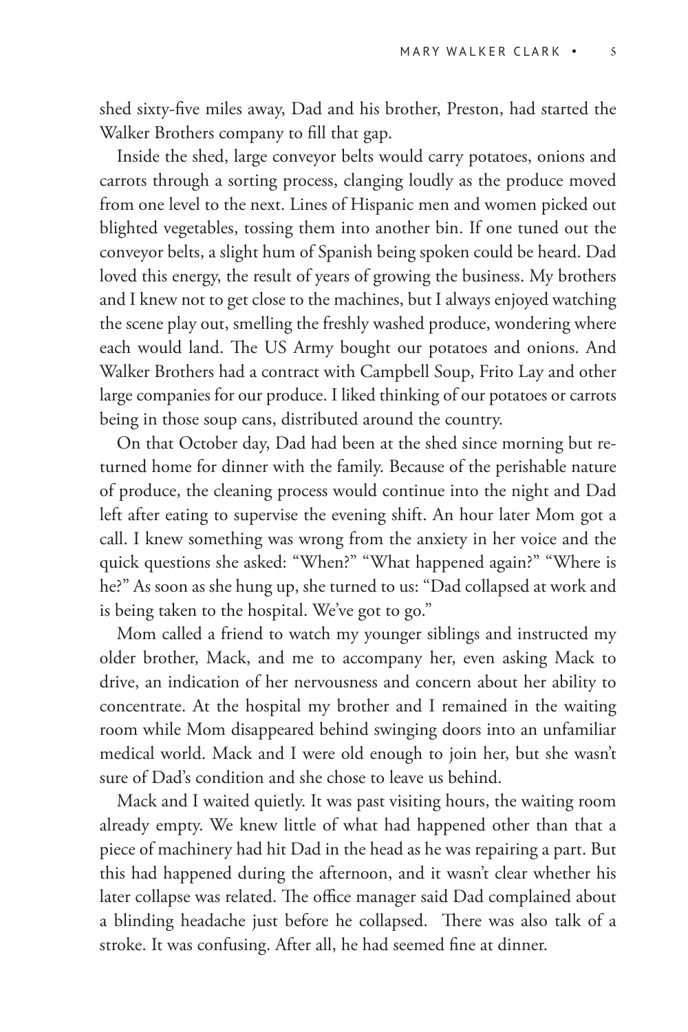shed sixty-five miles away, Dad and his brother, Preston, had started the Walker Brothers company to fill that gap.

Inside the shed, large conveyor belts would carry potatoes, onions and carrots through a sorting process, clanging loudly as the produce moved from one level to the next. Lines of Hispanic men and women picked out blighted vegetables, tossing them into another bin. If one tuned out the conveyor belts, a slight hum of Spanish being spoken could be heard. Dad loved this energy, the result of years of growing the business. My brothers and I knew not to get close to the machines, but I always enjoyed watching the scene play out, smelling the freshly washed produce, wondering where each would land. The US Army bought our potatoes and onions. And Walker Brothers had a contract with Campbell Soup, Frito Lay and other large companies for our produce. I liked thinking of our potatoes or carrots being in those soup cans, distributed around the country.

On that October day, Dad had been at the shed since morning but returned home for dinner with the family. Because of the perishable nature of produce, the cleaning process would continue into the night and Dad left after eating to supervise the evening shift. An hour later Mom got a call. I knew something was wrong from the anxiety in her voice and the quick questions she asked: "When?" "What happened again?" "Where is he?" As soon as she hung up, she turned to us: "Dad collapsed at work and is being taken to the hospital. We've got to go."

Mom called a friend to watch my younger siblings and instructed my older brother, Mack, and me to accompany her, even asking Mack to drive, an indication of her nervousness and concern about her ability to concentrate. At the hospital my brother and I remained in the waiting room while Mom disappeared behind swinging doors into an unfamiliar medical world. Mack and I were old enough to join her, but she wasn't sure of Dad's condition and she chose to leave us behind.

Mack and I waited quietly. It was past visiting hours, the waiting room already empty. We knew little of what had happened other than that a piece of machinery had hit Dad in the head as he was repairing a part. But this had happened during the afternoon, and it wasn't clear whether his later collapse was related. The office manager said Dad complained about a blinding headache just before he collapsed. There was also talk of a stroke. It was confusing. After all, he had seemed fine at dinner.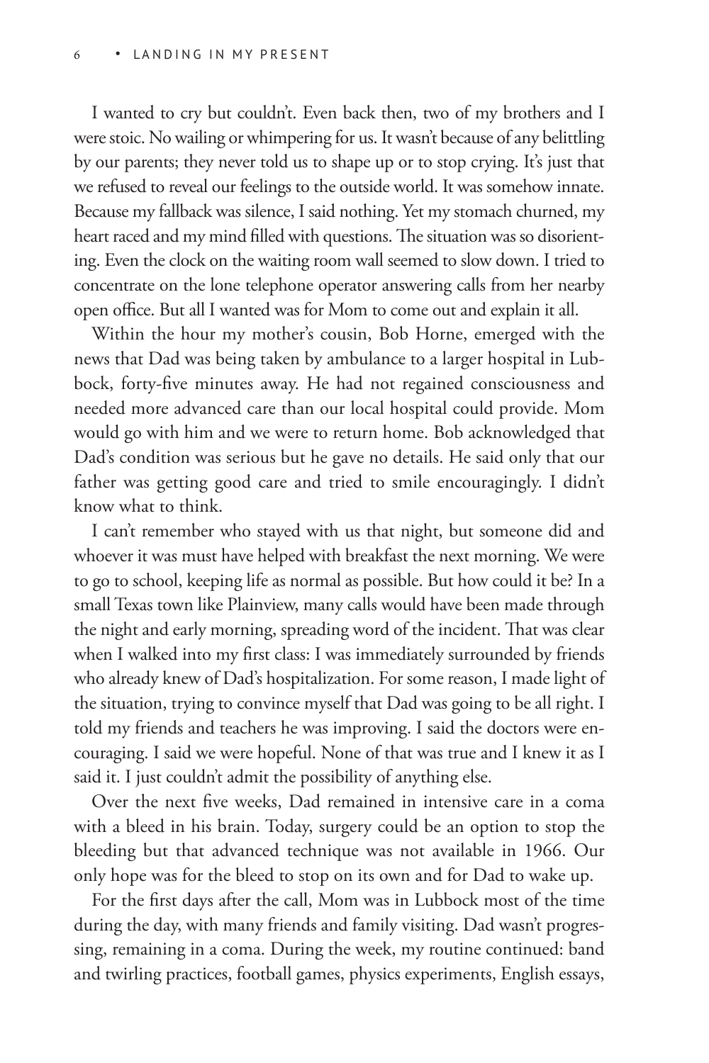I wanted to cry but couldn't. Even back then, two of my brothers and I were stoic. No wailing or whimpering for us. It wasn't because of any belittling by our parents; they never told us to shape up or to stop crying. It's just that we refused to reveal our feelings to the outside world. It was somehow innate. Because my fallback was silence, I said nothing. Yet my stomach churned, my heart raced and my mind filled with questions. The situation was so disorienting. Even the clock on the waiting room wall seemed to slow down. I tried to concentrate on the lone telephone operator answering calls from her nearby open office. But all I wanted was for Mom to come out and explain it all.

Within the hour my mother's cousin, Bob Horne, emerged with the news that Dad was being taken by ambulance to a larger hospital in Lubbock, forty-five minutes away. He had not regained consciousness and needed more advanced care than our local hospital could provide. Mom would go with him and we were to return home. Bob acknowledged that Dad's condition was serious but he gave no details. He said only that our father was getting good care and tried to smile encouragingly. I didn't know what to think.

I can't remember who stayed with us that night, but someone did and whoever it was must have helped with breakfast the next morning. We were to go to school, keeping life as normal as possible. But how could it be? In a small Texas town like Plainview, many calls would have been made through the night and early morning, spreading word of the incident. That was clear when I walked into my first class: I was immediately surrounded by friends who already knew of Dad's hospitalization. For some reason, I made light of the situation, trying to convince myself that Dad was going to be all right. I told my friends and teachers he was improving. I said the doctors were encouraging. I said we were hopeful. None of that was true and I knew it as I said it. I just couldn't admit the possibility of anything else.

Over the next five weeks, Dad remained in intensive care in a coma with a bleed in his brain. Today, surgery could be an option to stop the bleeding but that advanced technique was not available in 1966. Our only hope was for the bleed to stop on its own and for Dad to wake up.

For the first days after the call, Mom was in Lubbock most of the time during the day, with many friends and family visiting. Dad wasn't progressing, remaining in a coma. During the week, my routine continued: band and twirling practices, football games, physics experiments, English essays,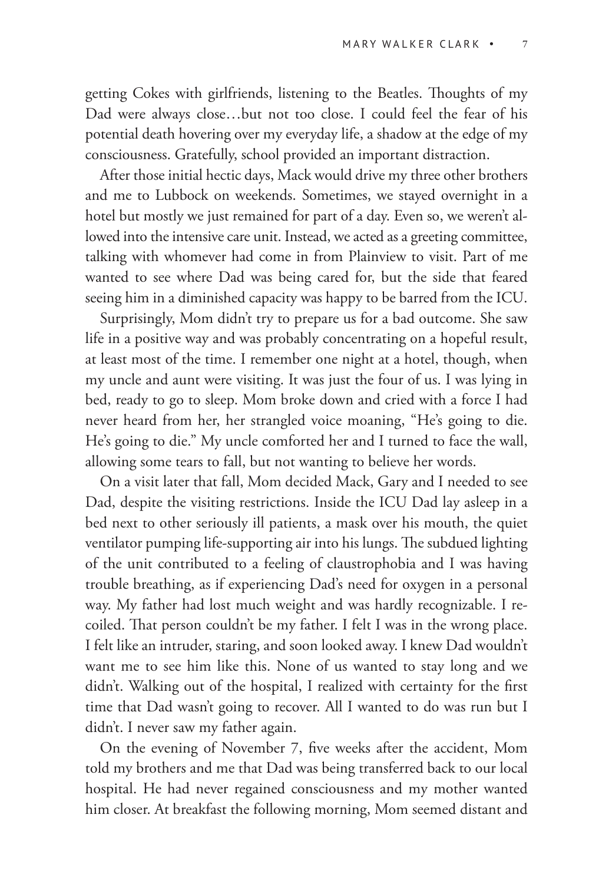getting Cokes with girlfriends, listening to the Beatles. Thoughts of my Dad were always close…but not too close. I could feel the fear of his potential death hovering over my everyday life, a shadow at the edge of my consciousness. Gratefully, school provided an important distraction.

After those initial hectic days, Mack would drive my three other brothers and me to Lubbock on weekends. Sometimes, we stayed overnight in a hotel but mostly we just remained for part of a day. Even so, we weren't allowed into the intensive care unit. Instead, we acted as a greeting committee, talking with whomever had come in from Plainview to visit. Part of me wanted to see where Dad was being cared for, but the side that feared seeing him in a diminished capacity was happy to be barred from the ICU.

Surprisingly, Mom didn't try to prepare us for a bad outcome. She saw life in a positive way and was probably concentrating on a hopeful result, at least most of the time. I remember one night at a hotel, though, when my uncle and aunt were visiting. It was just the four of us. I was lying in bed, ready to go to sleep. Mom broke down and cried with a force I had never heard from her, her strangled voice moaning, "He's going to die. He's going to die." My uncle comforted her and I turned to face the wall, allowing some tears to fall, but not wanting to believe her words.

On a visit later that fall, Mom decided Mack, Gary and I needed to see Dad, despite the visiting restrictions. Inside the ICU Dad lay asleep in a bed next to other seriously ill patients, a mask over his mouth, the quiet ventilator pumping life-supporting air into his lungs. The subdued lighting of the unit contributed to a feeling of claustrophobia and I was having trouble breathing, as if experiencing Dad's need for oxygen in a personal way. My father had lost much weight and was hardly recognizable. I recoiled. That person couldn't be my father. I felt I was in the wrong place. I felt like an intruder, staring, and soon looked away. I knew Dad wouldn't want me to see him like this. None of us wanted to stay long and we didn't. Walking out of the hospital, I realized with certainty for the first time that Dad wasn't going to recover. All I wanted to do was run but I didn't. I never saw my father again.

On the evening of November 7, five weeks after the accident, Mom told my brothers and me that Dad was being transferred back to our local hospital. He had never regained consciousness and my mother wanted him closer. At breakfast the following morning, Mom seemed distant and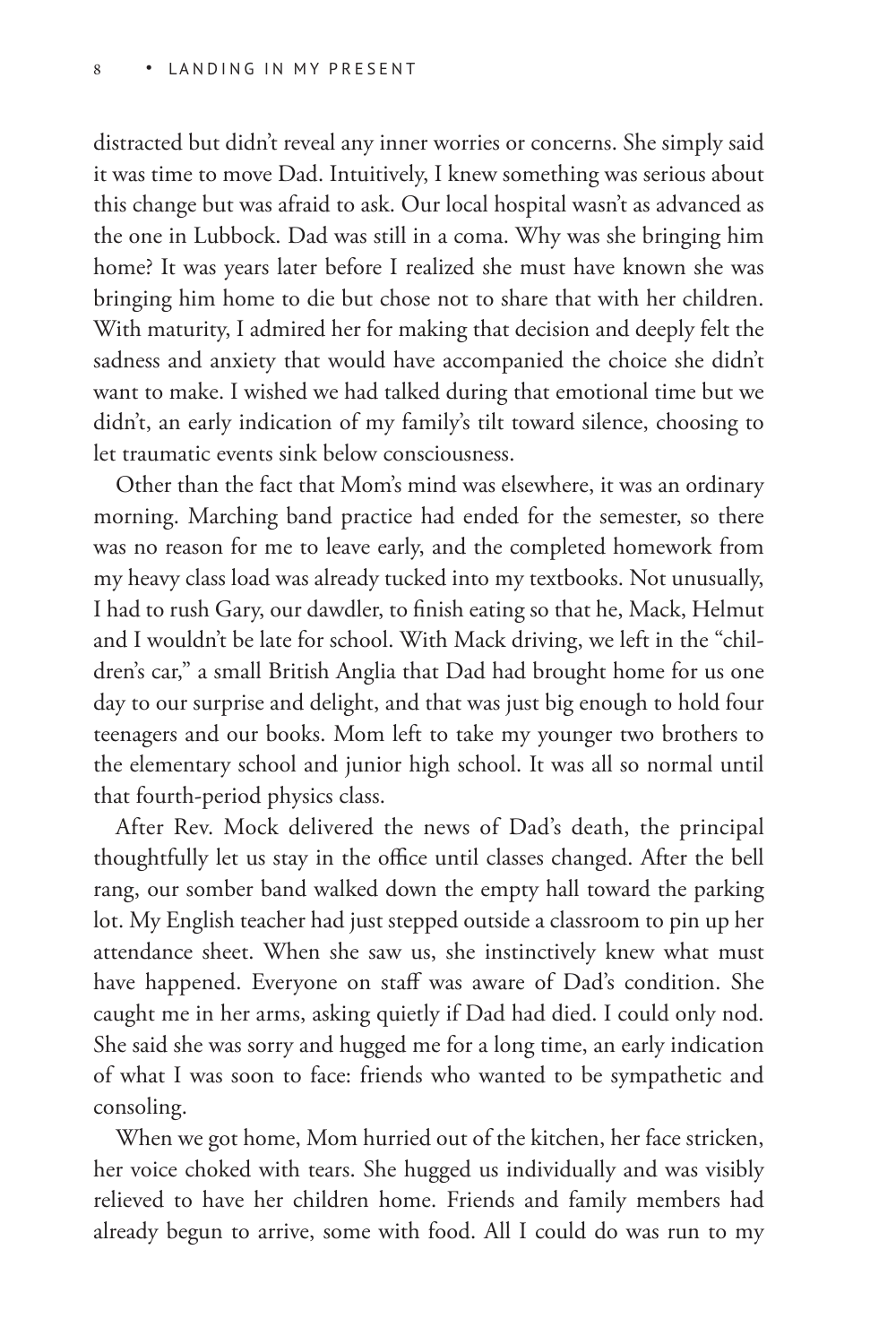distracted but didn't reveal any inner worries or concerns. She simply said it was time to move Dad. Intuitively, I knew something was serious about this change but was afraid to ask. Our local hospital wasn't as advanced as the one in Lubbock. Dad was still in a coma. Why was she bringing him home? It was years later before I realized she must have known she was bringing him home to die but chose not to share that with her children. With maturity, I admired her for making that decision and deeply felt the sadness and anxiety that would have accompanied the choice she didn't want to make. I wished we had talked during that emotional time but we didn't, an early indication of my family's tilt toward silence, choosing to let traumatic events sink below consciousness.

Other than the fact that Mom's mind was elsewhere, it was an ordinary morning. Marching band practice had ended for the semester, so there was no reason for me to leave early, and the completed homework from my heavy class load was already tucked into my textbooks. Not unusually, I had to rush Gary, our dawdler, to finish eating so that he, Mack, Helmut and I wouldn't be late for school. With Mack driving, we left in the "children's car," a small British Anglia that Dad had brought home for us one day to our surprise and delight, and that was just big enough to hold four teenagers and our books. Mom left to take my younger two brothers to the elementary school and junior high school. It was all so normal until that fourth-period physics class.

After Rev. Mock delivered the news of Dad's death, the principal thoughtfully let us stay in the office until classes changed. After the bell rang, our somber band walked down the empty hall toward the parking lot. My English teacher had just stepped outside a classroom to pin up her attendance sheet. When she saw us, she instinctively knew what must have happened. Everyone on staff was aware of Dad's condition. She caught me in her arms, asking quietly if Dad had died. I could only nod. She said she was sorry and hugged me for a long time, an early indication of what I was soon to face: friends who wanted to be sympathetic and consoling.

When we got home, Mom hurried out of the kitchen, her face stricken, her voice choked with tears. She hugged us individually and was visibly relieved to have her children home. Friends and family members had already begun to arrive, some with food. All I could do was run to my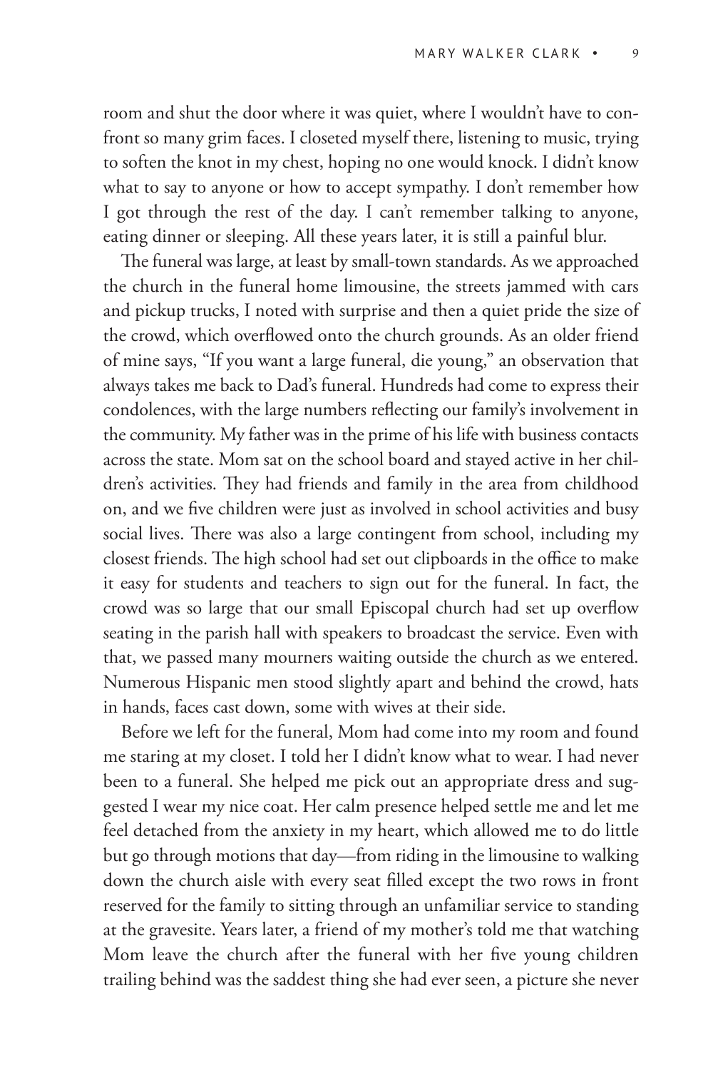room and shut the door where it was quiet, where I wouldn't have to confront so many grim faces. I closeted myself there, listening to music, trying to soften the knot in my chest, hoping no one would knock. I didn't know what to say to anyone or how to accept sympathy. I don't remember how I got through the rest of the day. I can't remember talking to anyone, eating dinner or sleeping. All these years later, it is still a painful blur.

The funeral was large, at least by small-town standards. As we approached the church in the funeral home limousine, the streets jammed with cars and pickup trucks, I noted with surprise and then a quiet pride the size of the crowd, which overflowed onto the church grounds. As an older friend of mine says, "If you want a large funeral, die young," an observation that always takes me back to Dad's funeral. Hundreds had come to express their condolences, with the large numbers reflecting our family's involvement in the community. My father was in the prime of his life with business contacts across the state. Mom sat on the school board and stayed active in her children's activities. They had friends and family in the area from childhood on, and we five children were just as involved in school activities and busy social lives. There was also a large contingent from school, including my closest friends. The high school had set out clipboards in the office to make it easy for students and teachers to sign out for the funeral. In fact, the crowd was so large that our small Episcopal church had set up overflow seating in the parish hall with speakers to broadcast the service. Even with that, we passed many mourners waiting outside the church as we entered. Numerous Hispanic men stood slightly apart and behind the crowd, hats in hands, faces cast down, some with wives at their side.

Before we left for the funeral, Mom had come into my room and found me staring at my closet. I told her I didn't know what to wear. I had never been to a funeral. She helped me pick out an appropriate dress and suggested I wear my nice coat. Her calm presence helped settle me and let me feel detached from the anxiety in my heart, which allowed me to do little but go through motions that day—from riding in the limousine to walking down the church aisle with every seat filled except the two rows in front reserved for the family to sitting through an unfamiliar service to standing at the gravesite. Years later, a friend of my mother's told me that watching Mom leave the church after the funeral with her five young children trailing behind was the saddest thing she had ever seen, a picture she never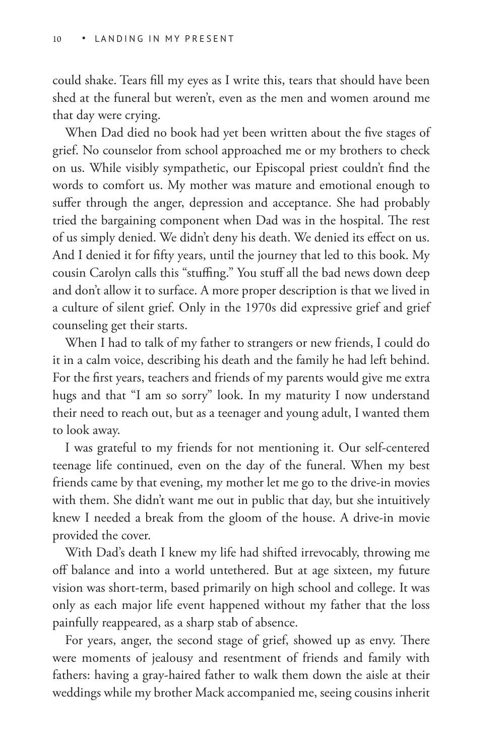could shake. Tears fill my eyes as I write this, tears that should have been shed at the funeral but weren't, even as the men and women around me that day were crying.

When Dad died no book had yet been written about the five stages of grief. No counselor from school approached me or my brothers to check on us. While visibly sympathetic, our Episcopal priest couldn't find the words to comfort us. My mother was mature and emotional enough to suffer through the anger, depression and acceptance. She had probably tried the bargaining component when Dad was in the hospital. The rest of us simply denied. We didn't deny his death. We denied its effect on us. And I denied it for fifty years, until the journey that led to this book. My cousin Carolyn calls this "stuffing." You stuff all the bad news down deep and don't allow it to surface. A more proper description is that we lived in a culture of silent grief. Only in the 1970s did expressive grief and grief counseling get their starts.

When I had to talk of my father to strangers or new friends, I could do it in a calm voice, describing his death and the family he had left behind. For the first years, teachers and friends of my parents would give me extra hugs and that "I am so sorry" look. In my maturity I now understand their need to reach out, but as a teenager and young adult, I wanted them to look away.

I was grateful to my friends for not mentioning it. Our self-centered teenage life continued, even on the day of the funeral. When my best friends came by that evening, my mother let me go to the drive-in movies with them. She didn't want me out in public that day, but she intuitively knew I needed a break from the gloom of the house. A drive-in movie provided the cover.

With Dad's death I knew my life had shifted irrevocably, throwing me off balance and into a world untethered. But at age sixteen, my future vision was short-term, based primarily on high school and college. It was only as each major life event happened without my father that the loss painfully reappeared, as a sharp stab of absence.

For years, anger, the second stage of grief, showed up as envy. There were moments of jealousy and resentment of friends and family with fathers: having a gray-haired father to walk them down the aisle at their weddings while my brother Mack accompanied me, seeing cousins inherit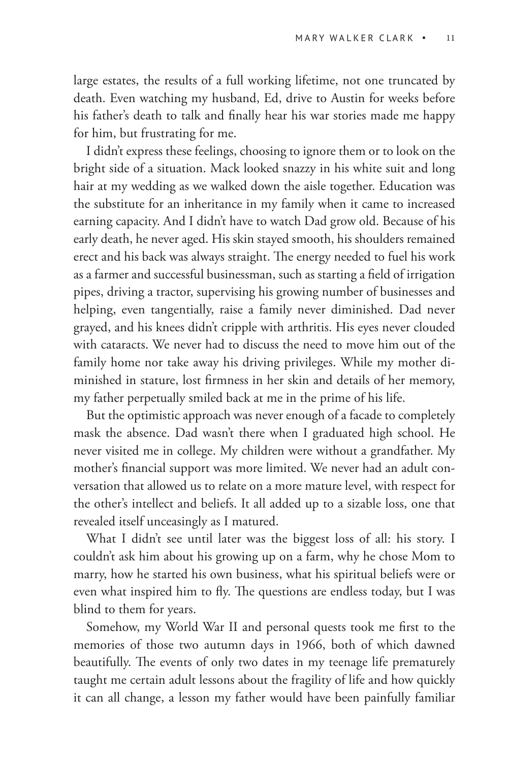large estates, the results of a full working lifetime, not one truncated by death. Even watching my husband, Ed, drive to Austin for weeks before his father's death to talk and finally hear his war stories made me happy for him, but frustrating for me.

I didn't express these feelings, choosing to ignore them or to look on the bright side of a situation. Mack looked snazzy in his white suit and long hair at my wedding as we walked down the aisle together. Education was the substitute for an inheritance in my family when it came to increased earning capacity. And I didn't have to watch Dad grow old. Because of his early death, he never aged. His skin stayed smooth, his shoulders remained erect and his back was always straight. The energy needed to fuel his work as a farmer and successful businessman, such as starting a field of irrigation pipes, driving a tractor, supervising his growing number of businesses and helping, even tangentially, raise a family never diminished. Dad never grayed, and his knees didn't cripple with arthritis. His eyes never clouded with cataracts. We never had to discuss the need to move him out of the family home nor take away his driving privileges. While my mother diminished in stature, lost firmness in her skin and details of her memory, my father perpetually smiled back at me in the prime of his life.

But the optimistic approach was never enough of a facade to completely mask the absence. Dad wasn't there when I graduated high school. He never visited me in college. My children were without a grandfather. My mother's financial support was more limited. We never had an adult conversation that allowed us to relate on a more mature level, with respect for the other's intellect and beliefs. It all added up to a sizable loss, one that revealed itself unceasingly as I matured.

What I didn't see until later was the biggest loss of all: his story. I couldn't ask him about his growing up on a farm, why he chose Mom to marry, how he started his own business, what his spiritual beliefs were or even what inspired him to fly. The questions are endless today, but I was blind to them for years.

Somehow, my World War II and personal quests took me first to the memories of those two autumn days in 1966, both of which dawned beautifully. The events of only two dates in my teenage life prematurely taught me certain adult lessons about the fragility of life and how quickly it can all change, a lesson my father would have been painfully familiar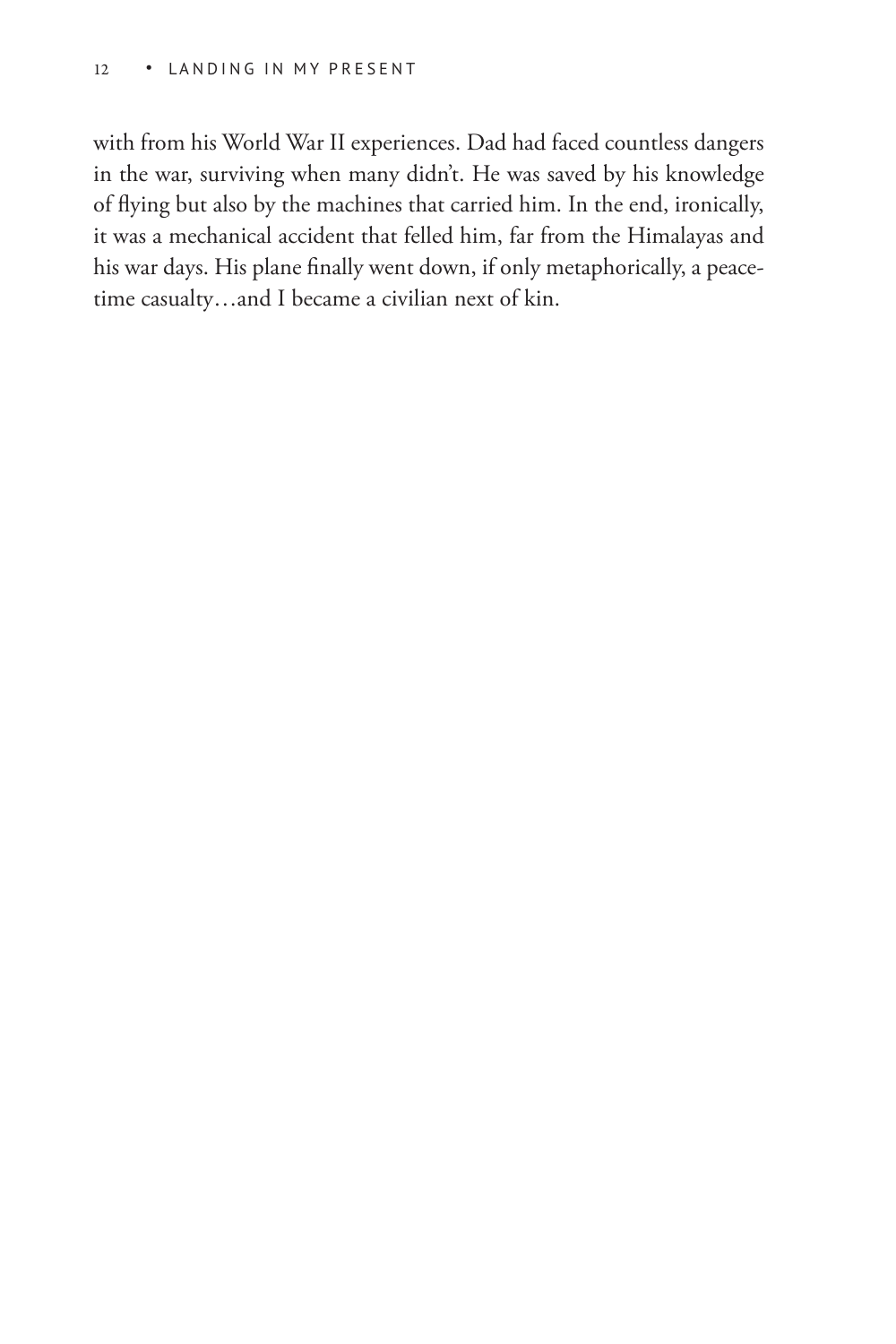with from his World War II experiences. Dad had faced countless dangers in the war, surviving when many didn't. He was saved by his knowledge of flying but also by the machines that carried him. In the end, ironically, it was a mechanical accident that felled him, far from the Himalayas and his war days. His plane finally went down, if only metaphorically, a peace-time casualty…and I became a civilian next of kin.